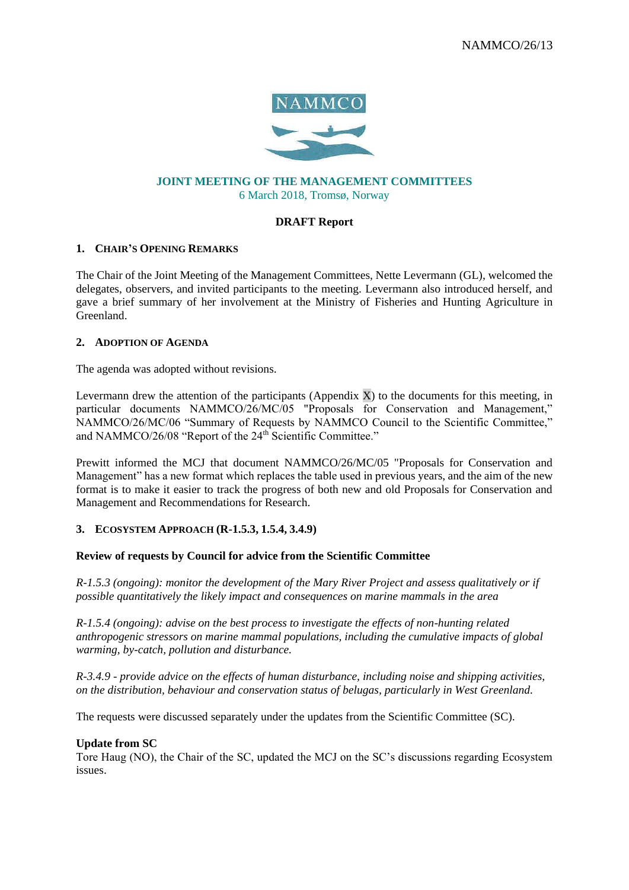NAMMCO/26/13

NAMMCO

## JOINT MEETING OF THE MANAGEMENT COMMITTEES

6 March 2018, Tromsø, Norway

**DRAFT Report**

### 1. Chair's Opening Remarks

The Chair of the Joint Meeting of the Management Committees, Nette Levermann (GL), welcomed the delegates, observers, and invited participants to the meeting. Levermann also introduced herself, and gave a brief summary of her involvement at the Ministry of Fisheries and Hunting Agriculture in Greenland.

### 2. Adoption of Agenda

The agenda was adopted without revisions.

Levermann drew the attention of the participants (Appendix X) to the documents for this meeting, in particular documents NAMMCO/26/MC/05 "Proposals for Conservation and Management," NAMMCO/26/MC/06 "Summary of Requests by NAMMCO Council to the Scientific Committee," and NAMMCO/26/08 "Report of the 24th Scientific Committee."

Prewitt informed the MCJ that document NAMMCO/26/MC/05 "Proposals for Conservation and Management" has a new format which replaces the table used in previous years, and the aim of the new format is to make it easier to track the progress of both new and old Proposals for Conservation and Management and Recommendations for Research.

### 3. Ecosystem Approach (R-1.5.3, 1.5.4, 3.4.9)

**Review of requests by Council for advice from the Scientific Committee**

*R-1.5.3 (ongoing): monitor the development of the Mary River Project and assess qualitatively or if possible quantitatively the likely impact and consequences on marine mammals in the area*

*R-1.5.4 (ongoing): advise on the best process to investigate the effects of non-hunting related anthropogenic stressors on marine mammal populations, including the cumulative impacts of global warming, by-catch, pollution and disturbance.*

*R-3.4.9 - provide advice on the effects of human disturbance, including noise and shipping activities, on the distribution, behaviour and conservation status of belugas, particularly in West Greenland.*

The requests were discussed separately under the updates from the Scientific Committee (SC).

**Update from SC**

Tore Haug (NO), the Chair of the SC, updated the MCJ on the SC's discussions regarding Ecosystem issues.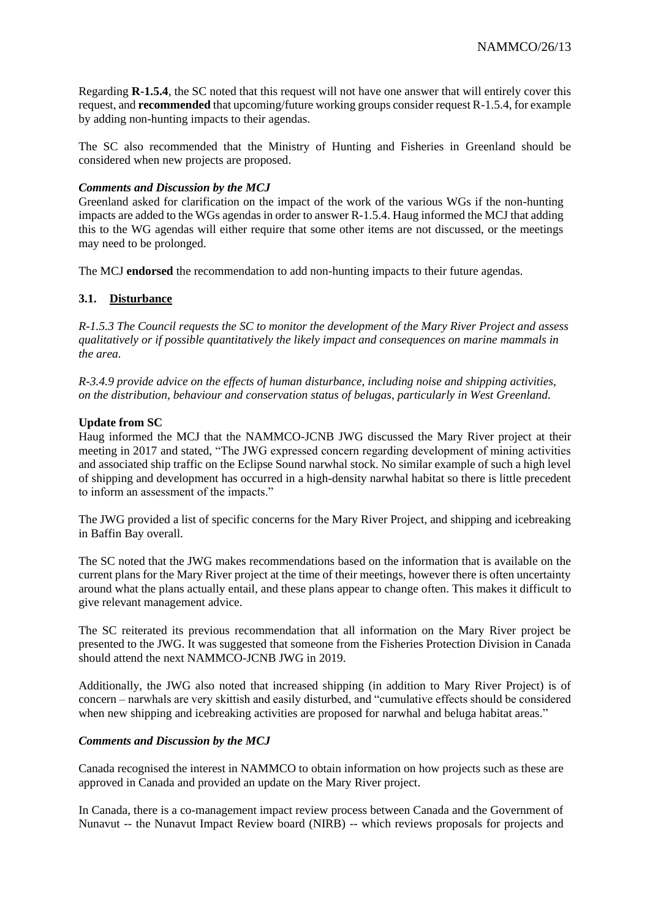Regarding **R-1.5.4**, the SC noted that this request will not have one answer that will entirely cover this request, and **recommended** that upcoming/future working groups consider request R-1.5.4, for example by adding non-hunting impacts to their agendas.

The SC also recommended that the Ministry of Hunting and Fisheries in Greenland should be considered when new projects are proposed.

***Comments and Discussion by the MCJ***

Greenland asked for clarification on the impact of the work of the various WGs if the non-hunting impacts are added to the WGs agendas in order to answer R-1.5.4. Haug informed the MCJ that adding this to the WG agendas will either require that some other items are not discussed, or the meetings may need to be prolonged.

The MCJ **endorsed** the recommendation to add non-hunting impacts to their future agendas.

### 3.1. Disturbance

*R-1.5.3 The Council requests the SC to monitor the development of the Mary River Project and assess qualitatively or if possible quantitatively the likely impact and consequences on marine mammals in the area.*

*R-3.4.9 provide advice on the effects of human disturbance, including noise and shipping activities, on the distribution, behaviour and conservation status of belugas, particularly in West Greenland.*

**Update from SC**

Haug informed the MCJ that the NAMMCO-JCNB JWG discussed the Mary River project at their meeting in 2017 and stated, "The JWG expressed concern regarding development of mining activities and associated ship traffic on the Eclipse Sound narwhal stock. No similar example of such a high level of shipping and development has occurred in a high-density narwhal habitat so there is little precedent to inform an assessment of the impacts."

The JWG provided a list of specific concerns for the Mary River Project, and shipping and icebreaking in Baffin Bay overall.

The SC noted that the JWG makes recommendations based on the information that is available on the current plans for the Mary River project at the time of their meetings, however there is often uncertainty around what the plans actually entail, and these plans appear to change often. This makes it difficult to give relevant management advice.

The SC reiterated its previous recommendation that all information on the Mary River project be presented to the JWG. It was suggested that someone from the Fisheries Protection Division in Canada should attend the next NAMMCO-JCNB JWG in 2019.

Additionally, the JWG also noted that increased shipping (in addition to Mary River Project) is of concern – narwhals are very skittish and easily disturbed, and "cumulative effects should be considered when new shipping and icebreaking activities are proposed for narwhal and beluga habitat areas."

***Comments and Discussion by the MCJ***

Canada recognised the interest in NAMMCO to obtain information on how projects such as these are approved in Canada and provided an update on the Mary River project.

In Canada, there is a co-management impact review process between Canada and the Government of Nunavut -- the Nunavut Impact Review board (NIRB) -- which reviews proposals for projects and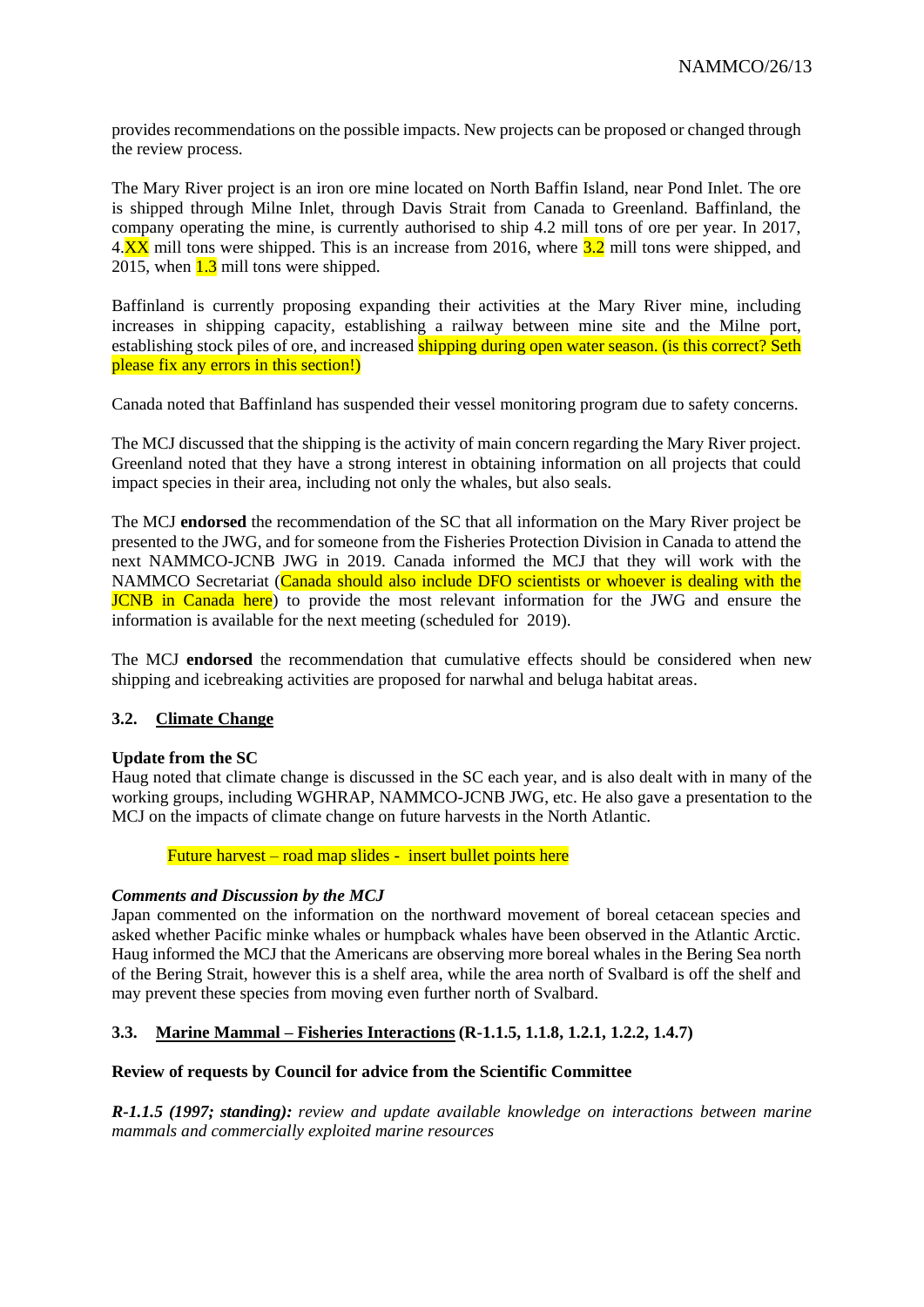provides recommendations on the possible impacts. New projects can be proposed or changed through the review process.

The Mary River project is an iron ore mine located on North Baffin Island, near Pond Inlet. The ore is shipped through Milne Inlet, through Davis Strait from Canada to Greenland. Baffinland, the company operating the mine, is currently authorised to ship 4.2 mill tons of ore per year. In 2017, 4.XX mill tons were shipped. This is an increase from 2016, where 3.2 mill tons were shipped, and 2015, when 1.3 mill tons were shipped.

Baffinland is currently proposing expanding their activities at the Mary River mine, including increases in shipping capacity, establishing a railway between mine site and the Milne port, establishing stock piles of ore, and increased shipping during open water season. (is this correct? Seth please fix any errors in this section!)

Canada noted that Baffinland has suspended their vessel monitoring program due to safety concerns.

The MCJ discussed that the shipping is the activity of main concern regarding the Mary River project. Greenland noted that they have a strong interest in obtaining information on all projects that could impact species in their area, including not only the whales, but also seals.

The MCJ **endorsed** the recommendation of the SC that all information on the Mary River project be presented to the JWG, and for someone from the Fisheries Protection Division in Canada to attend the next NAMMCO-JCNB JWG in 2019. Canada informed the MCJ that they will work with the NAMMCO Secretariat (Canada should also include DFO scientists or whoever is dealing with the JCNB in Canada here) to provide the most relevant information for the JWG and ensure the information is available for the next meeting (scheduled for 2019).

The MCJ **endorsed** the recommendation that cumulative effects should be considered when new shipping and icebreaking activities are proposed for narwhal and beluga habitat areas.

### 3.2. Climate Change

**Update from the SC**

Haug noted that climate change is discussed in the SC each year, and is also dealt with in many of the working groups, including WGHRAP, NAMMCO-JCNB JWG, etc. He also gave a presentation to the MCJ on the impacts of climate change on future harvests in the North Atlantic.

Future harvest – road map slides - insert bullet points here

***Comments and Discussion by the MCJ***

Japan commented on the information on the northward movement of boreal cetacean species and asked whether Pacific minke whales or humpback whales have been observed in the Atlantic Arctic. Haug informed the MCJ that the Americans are observing more boreal whales in the Bering Sea north of the Bering Strait, however this is a shelf area, while the area north of Svalbard is off the shelf and may prevent these species from moving even further north of Svalbard.

### 3.3. Marine Mammal – Fisheries Interactions (R-1.1.5, 1.1.8, 1.2.1, 1.2.2, 1.4.7)

**Review of requests by Council for advice from the Scientific Committee**

***R-1.1.5 (1997; standing):*** *review and update available knowledge on interactions between marine mammals and commercially exploited marine resources*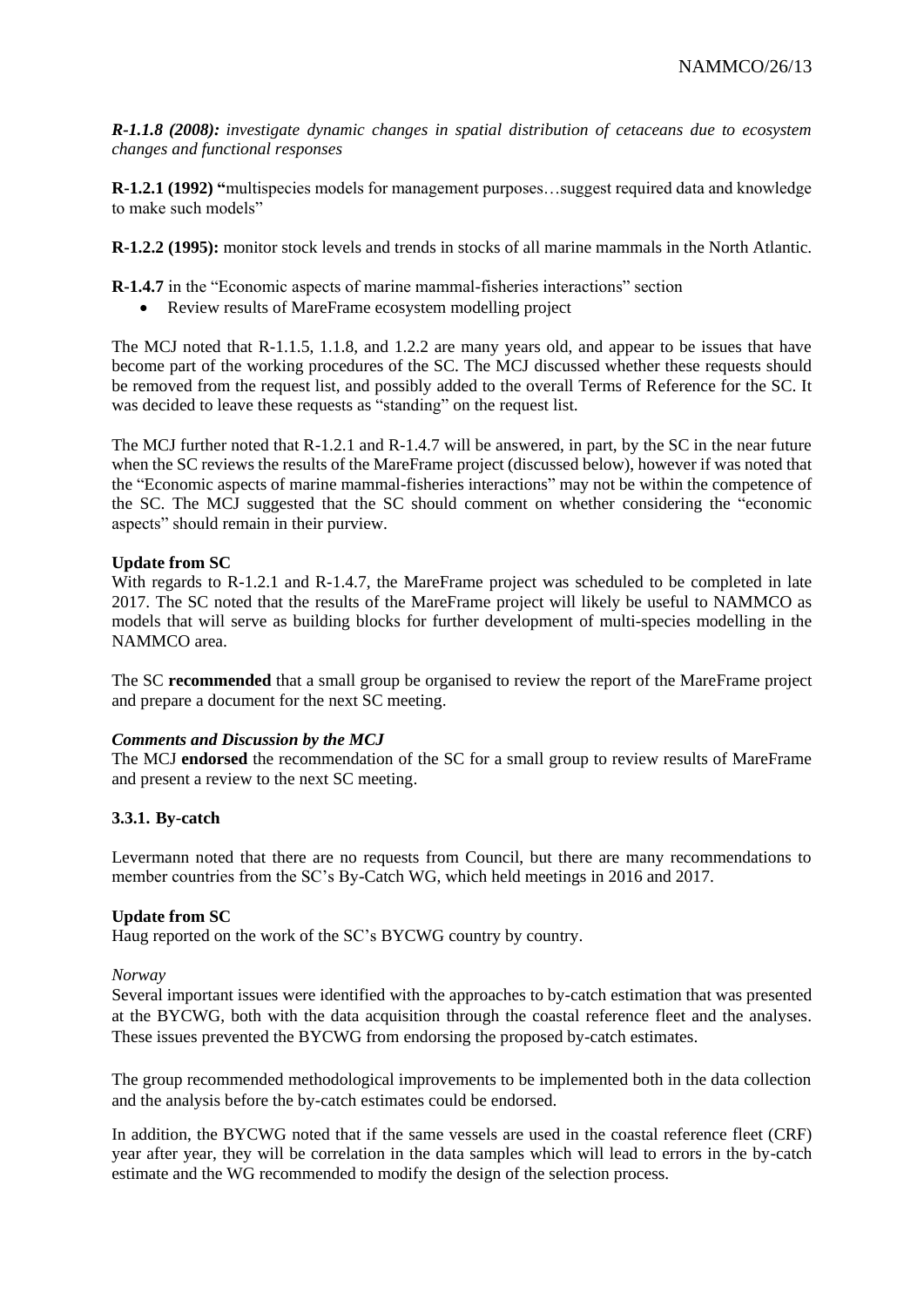***R-1.1.8 (2008):*** *investigate dynamic changes in spatial distribution of cetaceans due to ecosystem changes and functional responses*

**R-1.2.1 (1992) "**multispecies models for management purposes…suggest required data and knowledge to make such models"

**R-1.2.2 (1995):** monitor stock levels and trends in stocks of all marine mammals in the North Atlantic.

**R-1.4.7** in the "Economic aspects of marine mammal-fisheries interactions" section

- Review results of MareFrame ecosystem modelling project

The MCJ noted that R-1.1.5, 1.1.8, and 1.2.2 are many years old, and appear to be issues that have become part of the working procedures of the SC. The MCJ discussed whether these requests should be removed from the request list, and possibly added to the overall Terms of Reference for the SC. It was decided to leave these requests as "standing" on the request list.

The MCJ further noted that R-1.2.1 and R-1.4.7 will be answered, in part, by the SC in the near future when the SC reviews the results of the MareFrame project (discussed below), however if was noted that the "Economic aspects of marine mammal-fisheries interactions" may not be within the competence of the SC. The MCJ suggested that the SC should comment on whether considering the "economic aspects" should remain in their purview.

**Update from SC**

With regards to R-1.2.1 and R-1.4.7, the MareFrame project was scheduled to be completed in late 2017. The SC noted that the results of the MareFrame project will likely be useful to NAMMCO as models that will serve as building blocks for further development of multi-species modelling in the NAMMCO area.

The SC **recommended** that a small group be organised to review the report of the MareFrame project and prepare a document for the next SC meeting.

***Comments and Discussion by the MCJ***

The MCJ **endorsed** the recommendation of the SC for a small group to review results of MareFrame and present a review to the next SC meeting.

### 3.3.1. By-catch

Levermann noted that there are no requests from Council, but there are many recommendations to member countries from the SC's By-Catch WG, which held meetings in 2016 and 2017.

**Update from SC**

Haug reported on the work of the SC's BYCWG country by country.

*Norway*

Several important issues were identified with the approaches to by-catch estimation that was presented at the BYCWG, both with the data acquisition through the coastal reference fleet and the analyses. These issues prevented the BYCWG from endorsing the proposed by-catch estimates.

The group recommended methodological improvements to be implemented both in the data collection and the analysis before the by-catch estimates could be endorsed.

In addition, the BYCWG noted that if the same vessels are used in the coastal reference fleet (CRF) year after year, they will be correlation in the data samples which will lead to errors in the by-catch estimate and the WG recommended to modify the design of the selection process.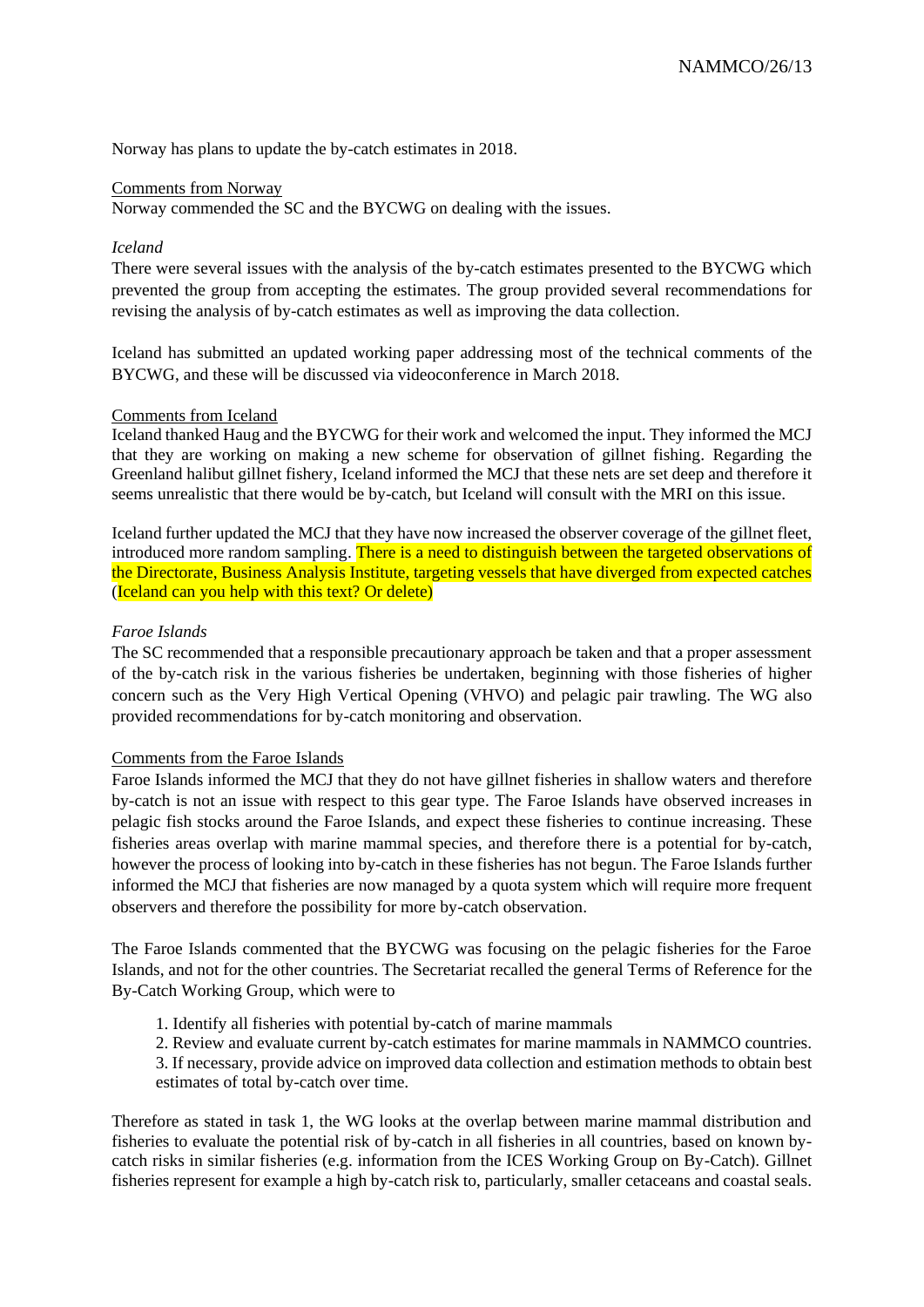Norway has plans to update the by-catch estimates in 2018.

Comments from Norway

Norway commended the SC and the BYCWG on dealing with the issues.

*Iceland*

There were several issues with the analysis of the by-catch estimates presented to the BYCWG which prevented the group from accepting the estimates. The group provided several recommendations for revising the analysis of by-catch estimates as well as improving the data collection.

Iceland has submitted an updated working paper addressing most of the technical comments of the BYCWG, and these will be discussed via videoconference in March 2018.

Comments from Iceland

Iceland thanked Haug and the BYCWG for their work and welcomed the input. They informed the MCJ that they are working on making a new scheme for observation of gillnet fishing. Regarding the Greenland halibut gillnet fishery, Iceland informed the MCJ that these nets are set deep and therefore it seems unrealistic that there would be by-catch, but Iceland will consult with the MRI on this issue.

Iceland further updated the MCJ that they have now increased the observer coverage of the gillnet fleet, introduced more random sampling. There is a need to distinguish between the targeted observations of the Directorate, Business Analysis Institute, targeting vessels that have diverged from expected catches (Iceland can you help with this text? Or delete)

*Faroe Islands*

The SC recommended that a responsible precautionary approach be taken and that a proper assessment of the by-catch risk in the various fisheries be undertaken, beginning with those fisheries of higher concern such as the Very High Vertical Opening (VHVO) and pelagic pair trawling. The WG also provided recommendations for by-catch monitoring and observation.

Comments from the Faroe Islands

Faroe Islands informed the MCJ that they do not have gillnet fisheries in shallow waters and therefore by-catch is not an issue with respect to this gear type. The Faroe Islands have observed increases in pelagic fish stocks around the Faroe Islands, and expect these fisheries to continue increasing. These fisheries areas overlap with marine mammal species, and therefore there is a potential for by-catch, however the process of looking into by-catch in these fisheries has not begun. The Faroe Islands further informed the MCJ that fisheries are now managed by a quota system which will require more frequent observers and therefore the possibility for more by-catch observation.

The Faroe Islands commented that the BYCWG was focusing on the pelagic fisheries for the Faroe Islands, and not for the other countries. The Secretariat recalled the general Terms of Reference for the By-Catch Working Group, which were to

1. Identify all fisheries with potential by-catch of marine mammals
2. Review and evaluate current by-catch estimates for marine mammals in NAMMCO countries.
3. If necessary, provide advice on improved data collection and estimation methods to obtain best estimates of total by-catch over time.

Therefore as stated in task 1, the WG looks at the overlap between marine mammal distribution and fisheries to evaluate the potential risk of by-catch in all fisheries in all countries, based on known by-catch risks in similar fisheries (e.g. information from the ICES Working Group on By-Catch). Gillnet fisheries represent for example a high by-catch risk to, particularly, smaller cetaceans and coastal seals.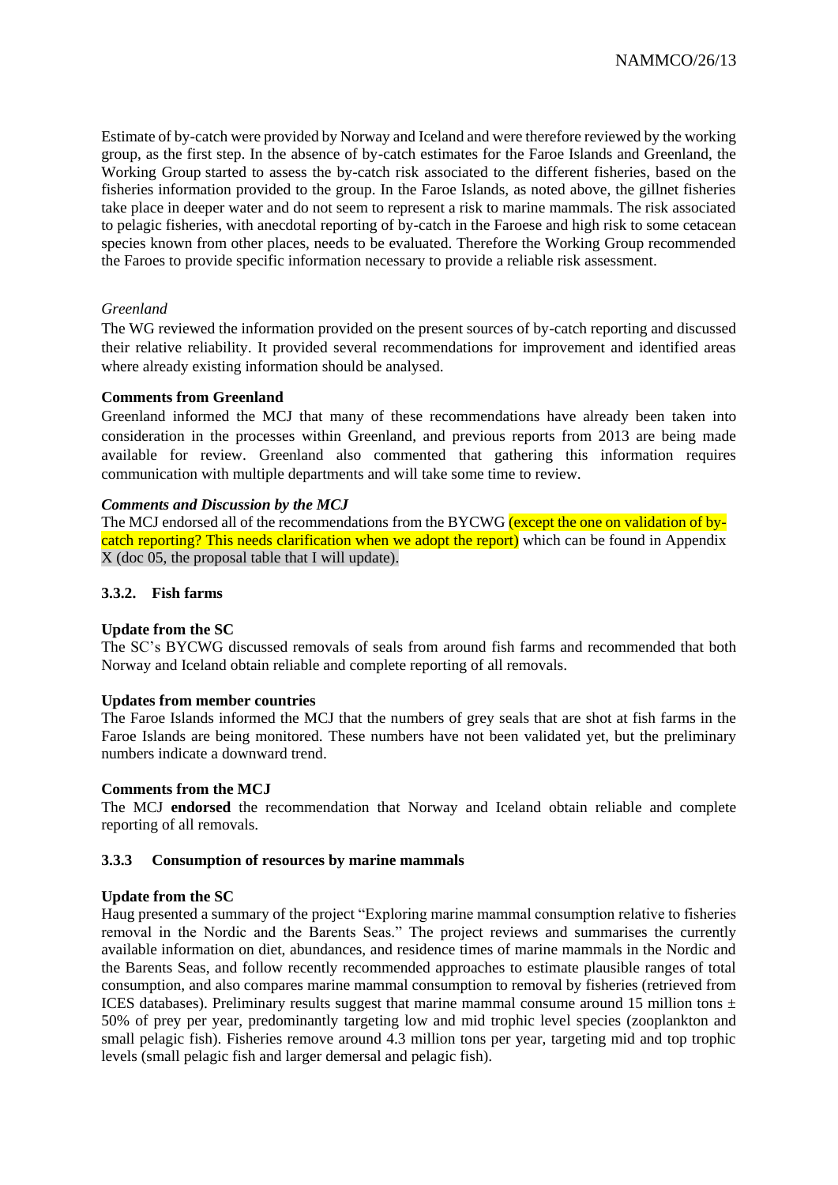Estimate of by-catch were provided by Norway and Iceland and were therefore reviewed by the working group, as the first step. In the absence of by-catch estimates for the Faroe Islands and Greenland, the Working Group started to assess the by-catch risk associated to the different fisheries, based on the fisheries information provided to the group. In the Faroe Islands, as noted above, the gillnet fisheries take place in deeper water and do not seem to represent a risk to marine mammals. The risk associated to pelagic fisheries, with anecdotal reporting of by-catch in the Faroese and high risk to some cetacean species known from other places, needs to be evaluated. Therefore the Working Group recommended the Faroes to provide specific information necessary to provide a reliable risk assessment.

*Greenland*

The WG reviewed the information provided on the present sources of by-catch reporting and discussed their relative reliability. It provided several recommendations for improvement and identified areas where already existing information should be analysed.

**Comments from Greenland**

Greenland informed the MCJ that many of these recommendations have already been taken into consideration in the processes within Greenland, and previous reports from 2013 are being made available for review. Greenland also commented that gathering this information requires communication with multiple departments and will take some time to review.

***Comments and Discussion by the MCJ***

The MCJ endorsed all of the recommendations from the BYCWG (except the one on validation of by-catch reporting? This needs clarification when we adopt the report) which can be found in Appendix X (doc 05, the proposal table that I will update).

### 3.3.2. Fish farms

**Update from the SC**

The SC's BYCWG discussed removals of seals from around fish farms and recommended that both Norway and Iceland obtain reliable and complete reporting of all removals.

**Updates from member countries**

The Faroe Islands informed the MCJ that the numbers of grey seals that are shot at fish farms in the Faroe Islands are being monitored. These numbers have not been validated yet, but the preliminary numbers indicate a downward trend.

**Comments from the MCJ**

The MCJ **endorsed** the recommendation that Norway and Iceland obtain reliable and complete reporting of all removals.

### 3.3.3 Consumption of resources by marine mammals

**Update from the SC**

Haug presented a summary of the project "Exploring marine mammal consumption relative to fisheries removal in the Nordic and the Barents Seas." The project reviews and summarises the currently available information on diet, abundances, and residence times of marine mammals in the Nordic and the Barents Seas, and follow recently recommended approaches to estimate plausible ranges of total consumption, and also compares marine mammal consumption to removal by fisheries (retrieved from ICES databases). Preliminary results suggest that marine mammal consume around 15 million tons $\pm$ 50% of prey per year, predominantly targeting low and mid trophic level species (zooplankton and small pelagic fish). Fisheries remove around 4.3 million tons per year, targeting mid and top trophic levels (small pelagic fish and larger demersal and pelagic fish).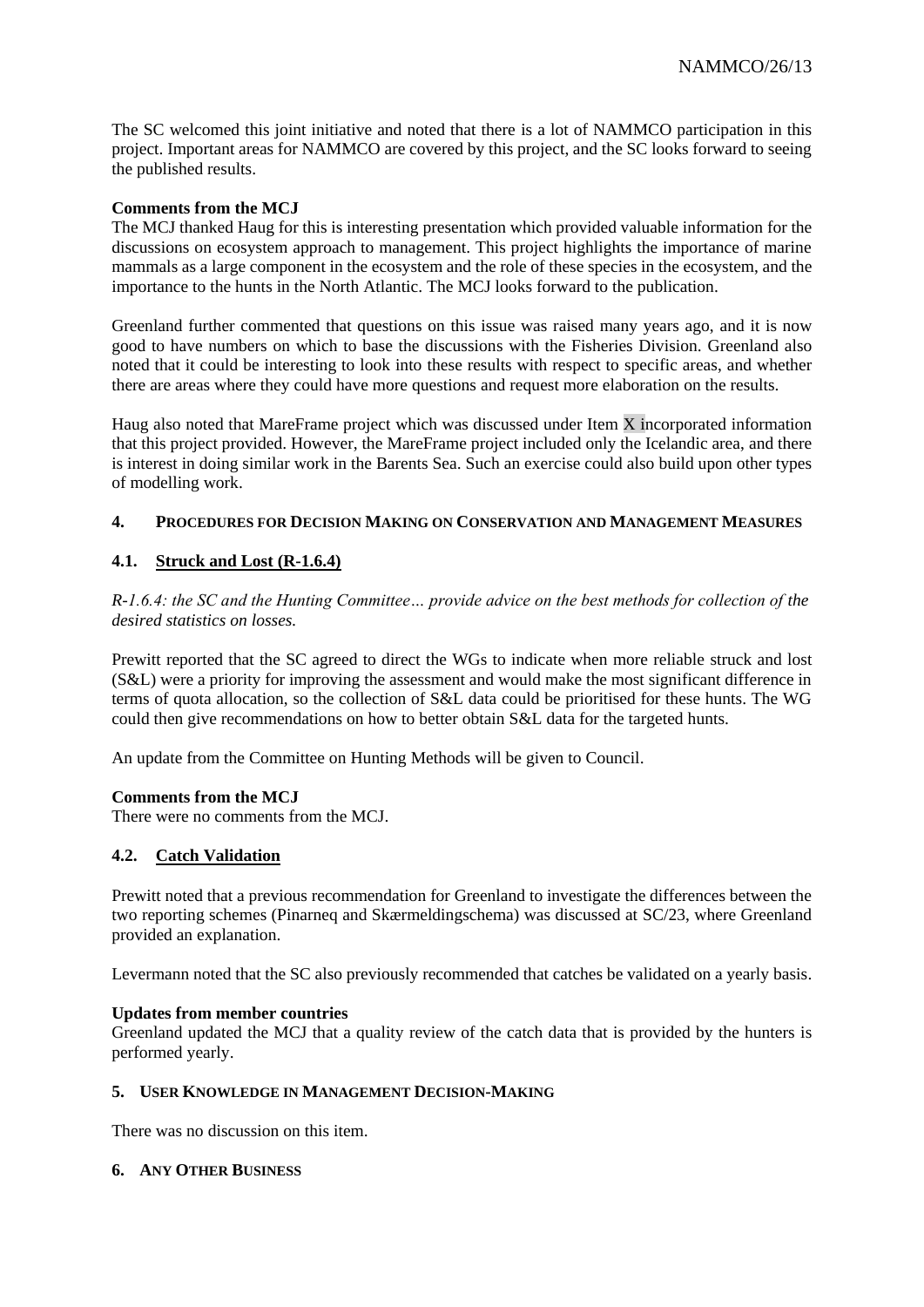The SC welcomed this joint initiative and noted that there is a lot of NAMMCO participation in this project. Important areas for NAMMCO are covered by this project, and the SC looks forward to seeing the published results.

**Comments from the MCJ**

The MCJ thanked Haug for this is interesting presentation which provided valuable information for the discussions on ecosystem approach to management. This project highlights the importance of marine mammals as a large component in the ecosystem and the role of these species in the ecosystem, and the importance to the hunts in the North Atlantic. The MCJ looks forward to the publication.

Greenland further commented that questions on this issue was raised many years ago, and it is now good to have numbers on which to base the discussions with the Fisheries Division. Greenland also noted that it could be interesting to look into these results with respect to specific areas, and whether there are areas where they could have more questions and request more elaboration on the results.

Haug also noted that MareFrame project which was discussed under Item X incorporated information that this project provided. However, the MareFrame project included only the Icelandic area, and there is interest in doing similar work in the Barents Sea. Such an exercise could also build upon other types of modelling work.

## 4. PROCEDURES FOR DECISION MAKING ON CONSERVATION AND MANAGEMENT MEASURES

### 4.1. Struck and Lost (R-1.6.4)

*R-1.6.4: the SC and the Hunting Committee… provide advice on the best methods for collection of the desired statistics on losses.*

Prewitt reported that the SC agreed to direct the WGs to indicate when more reliable struck and lost (S&L) were a priority for improving the assessment and would make the most significant difference in terms of quota allocation, so the collection of S&L data could be prioritised for these hunts. The WG could then give recommendations on how to better obtain S&L data for the targeted hunts.

An update from the Committee on Hunting Methods will be given to Council.

**Comments from the MCJ**

There were no comments from the MCJ.

### 4.2. Catch Validation

Prewitt noted that a previous recommendation for Greenland to investigate the differences between the two reporting schemes (Pinarneq and Skærmeldingschema) was discussed at SC/23, where Greenland provided an explanation.

Levermann noted that the SC also previously recommended that catches be validated on a yearly basis.

**Updates from member countries**

Greenland updated the MCJ that a quality review of the catch data that is provided by the hunters is performed yearly.

## 5. USER KNOWLEDGE IN MANAGEMENT DECISION-MAKING

There was no discussion on this item.

## 6. ANY OTHER BUSINESS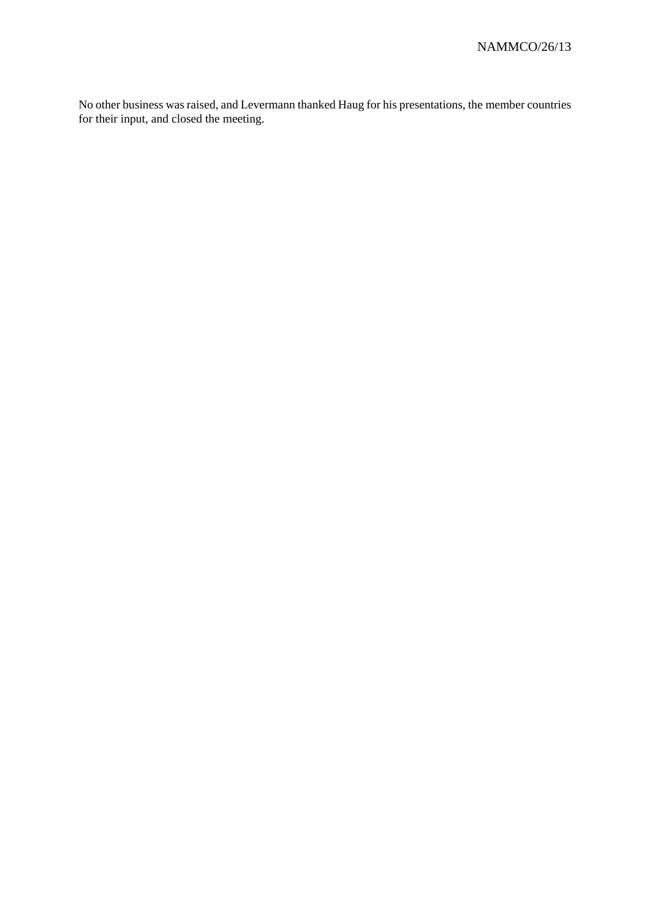No other business was raised, and Levermann thanked Haug for his presentations, the member countries for their input, and closed the meeting.